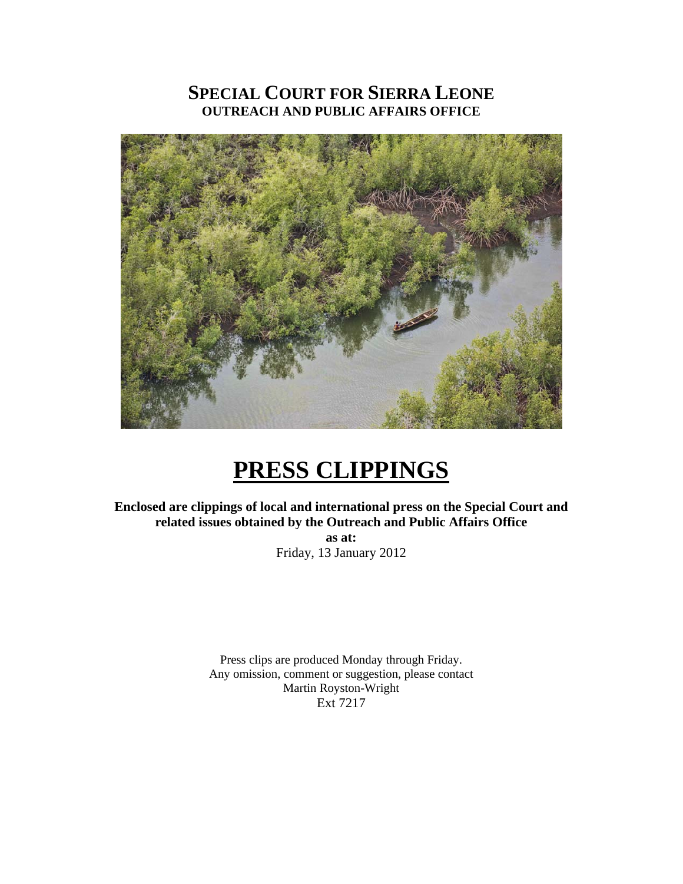# SPECIAL COURT FOR SIERRA LEONE
## OUTREACH AND PUBLIC AFFAIRS OFFICE

# PRESS CLIPPINGS

**Enclosed are clippings of local and international press on the Special Court and related issues obtained by the Outreach and Public Affairs Office**

**as at:**

Friday, 13 January 2012

Press clips are produced Monday through Friday.
Any omission, comment or suggestion, please contact
Martin Royston-Wright
Ext 7217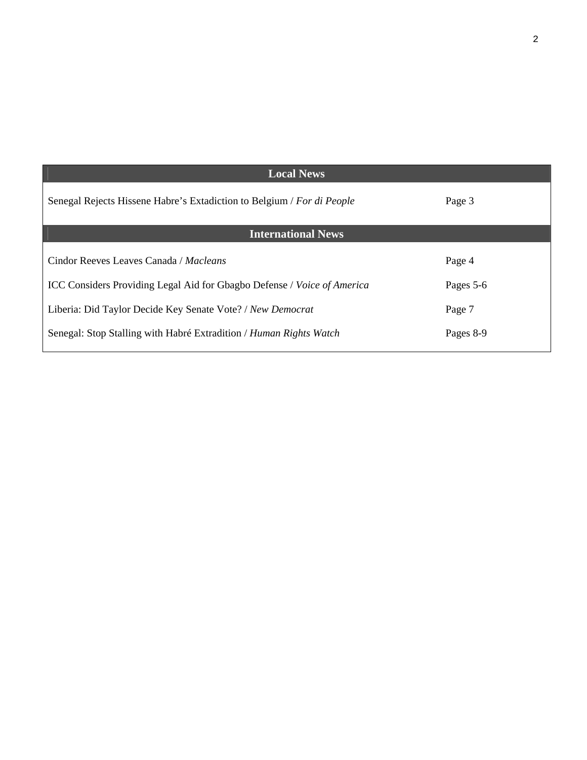| Local News | |
|---|---|
| Senegal Rejects Hissene Habre’s Extadiction to Belgium / *For di People* | Page 3 |
| **International News** | |
| Cindor Reeves Leaves Canada / *Macleans* | Page 4 |
| ICC Considers Providing Legal Aid for Gbagbo Defense / *Voice of America* | Pages 5-6 |
| Liberia: Did Taylor Decide Key Senate Vote? / *New Democrat* | Page 7 |
| Senegal: Stop Stalling with Habré Extradition / *Human Rights Watch* | Pages 8-9 |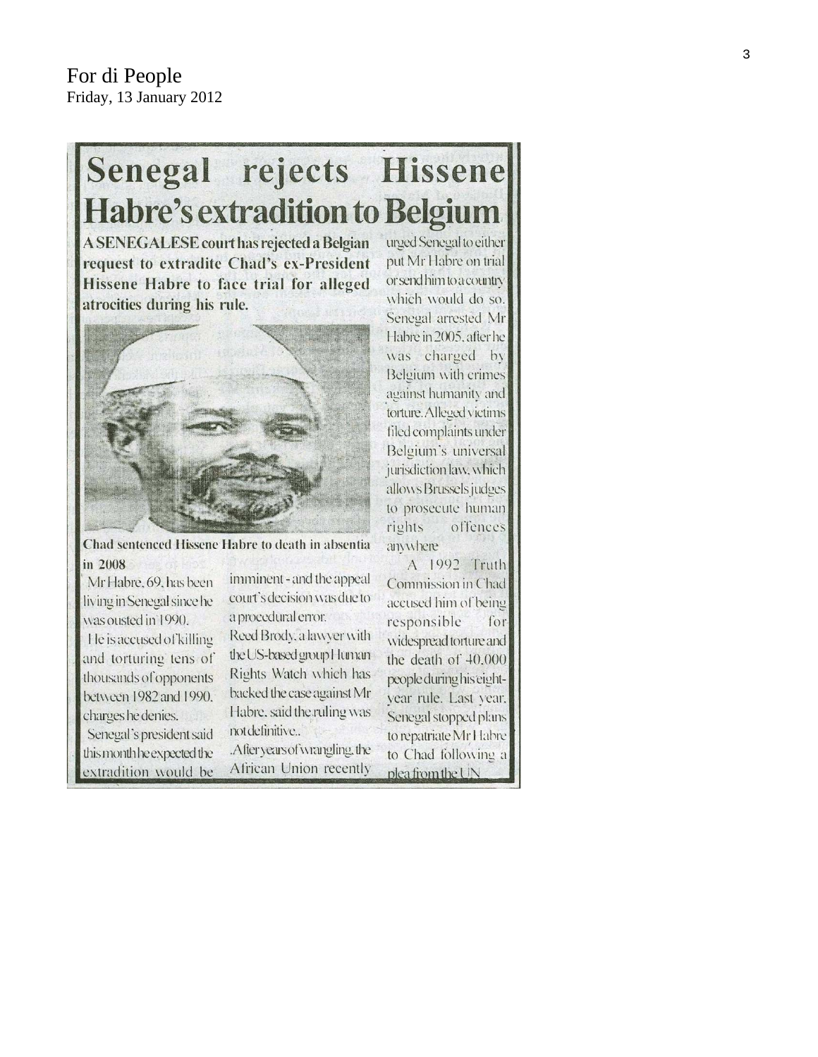For di People
Friday, 13 January 2012

# Senegal rejects Hissene Habre's extradition to Belgium

**A SENEGALESE court has rejected a Belgian request to extradite Chad's ex-President Hissene Habre to face trial for alleged atrocities during his rule.**

**Chad sentenced Hissene Habre to death in absentia in 2008**

Mr Habre, 69, has been living in Senegal since he was ousted in 1990.

He is accused of killing and torturing tens of thousands of opponents between 1982 and 1990, charges he denies.

Senegal's president said this month he expected the extradition would be imminent - and the appeal court's decision was due to a procedural error.

Reed Brody, a lawyer with the US-based group Human Rights Watch which has backed the case against Mr Habre, said the ruling was not definitive..

.After years of wrangling, the African Union recently urged Senegal to either put Mr Habre on trial or send him to a country which would do so. Senegal arrested Mr Habre in 2005, after he was charged by Belgium with crimes against humanity and torture. Alleged victims filed complaints under Belgium's universal jurisdiction law, which allows Brussels judges to prosecute human rights offences anywhere

A 1992 Truth Commission in Chad accused him of being responsible for widespread torture and the death of 40,000 people during his eight-year rule. Last year, Senegal stopped plans to repatriate Mr Habre to Chad following a plea from the UN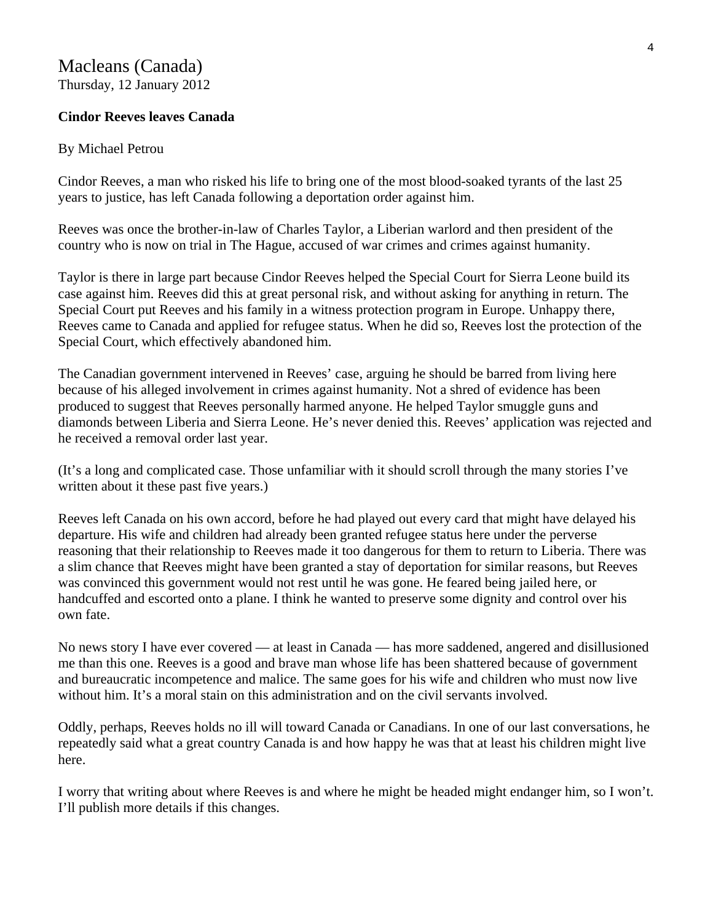# Macleans (Canada)

Thursday, 12 January 2012

**Cindor Reeves leaves Canada**

By Michael Petrou

Cindor Reeves, a man who risked his life to bring one of the most blood-soaked tyrants of the last 25 years to justice, has left Canada following a deportation order against him.

Reeves was once the brother-in-law of Charles Taylor, a Liberian warlord and then president of the country who is now on trial in The Hague, accused of war crimes and crimes against humanity.

Taylor is there in large part because Cindor Reeves helped the Special Court for Sierra Leone build its case against him. Reeves did this at great personal risk, and without asking for anything in return. The Special Court put Reeves and his family in a witness protection program in Europe. Unhappy there, Reeves came to Canada and applied for refugee status. When he did so, Reeves lost the protection of the Special Court, which effectively abandoned him.

The Canadian government intervened in Reeves' case, arguing he should be barred from living here because of his alleged involvement in crimes against humanity. Not a shred of evidence has been produced to suggest that Reeves personally harmed anyone. He helped Taylor smuggle guns and diamonds between Liberia and Sierra Leone. He's never denied this. Reeves' application was rejected and he received a removal order last year.

(It's a long and complicated case. Those unfamiliar with it should scroll through the many stories I've written about it these past five years.)

Reeves left Canada on his own accord, before he had played out every card that might have delayed his departure. His wife and children had already been granted refugee status here under the perverse reasoning that their relationship to Reeves made it too dangerous for them to return to Liberia. There was a slim chance that Reeves might have been granted a stay of deportation for similar reasons, but Reeves was convinced this government would not rest until he was gone. He feared being jailed here, or handcuffed and escorted onto a plane. I think he wanted to preserve some dignity and control over his own fate.

No news story I have ever covered — at least in Canada — has more saddened, angered and disillusioned me than this one. Reeves is a good and brave man whose life has been shattered because of government and bureaucratic incompetence and malice. The same goes for his wife and children who must now live without him. It's a moral stain on this administration and on the civil servants involved.

Oddly, perhaps, Reeves holds no ill will toward Canada or Canadians. In one of our last conversations, he repeatedly said what a great country Canada is and how happy he was that at least his children might live here.

I worry that writing about where Reeves is and where he might be headed might endanger him, so I won't. I'll publish more details if this changes.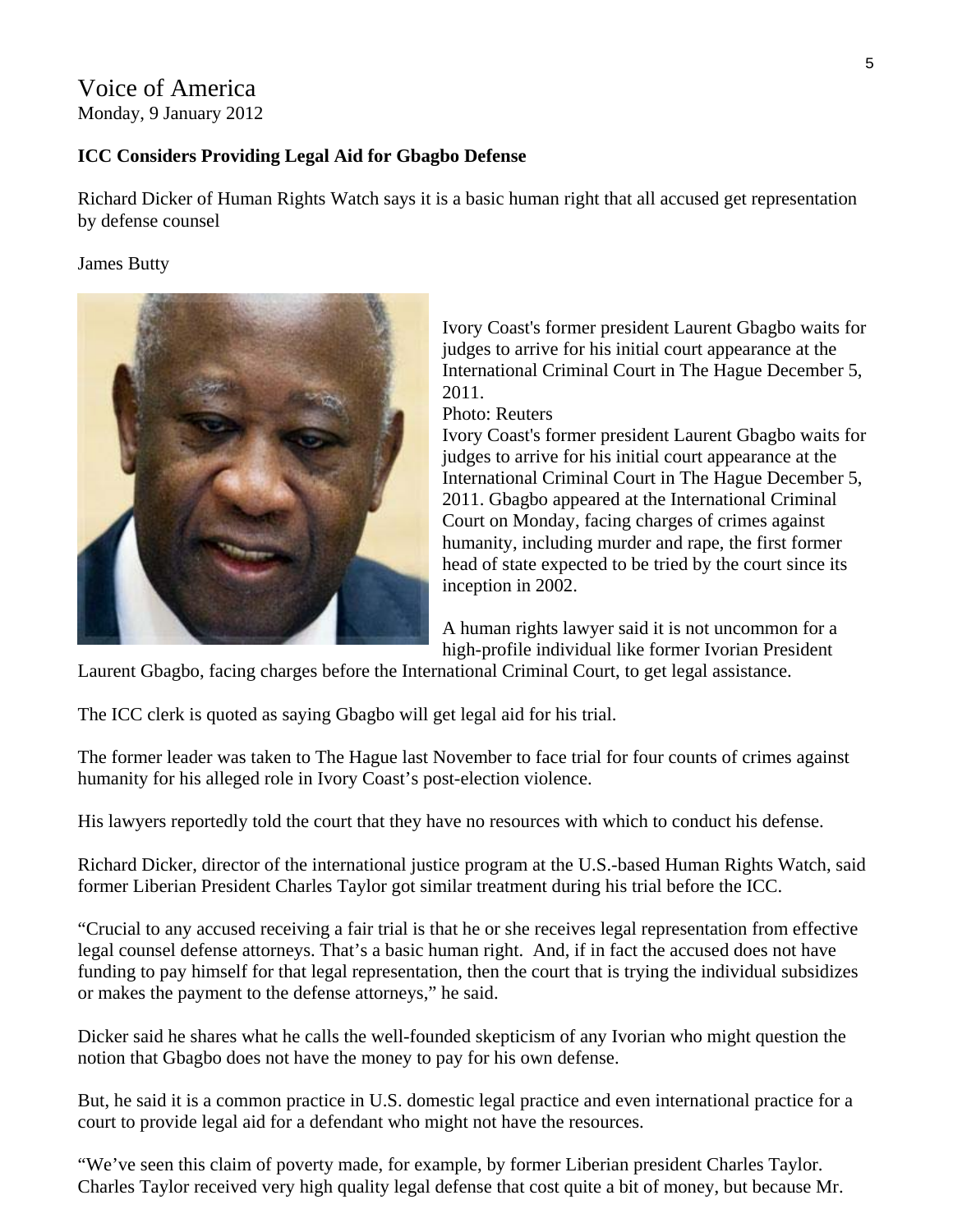Voice of America
Monday, 9 January 2012

**ICC Considers Providing Legal Aid for Gbagbo Defense**

Richard Dicker of Human Rights Watch says it is a basic human right that all accused get representation by defense counsel

James Butty

Ivory Coast's former president Laurent Gbagbo waits for judges to arrive for his initial court appearance at the International Criminal Court in The Hague December 5, 2011.
Photo: Reuters

Ivory Coast's former president Laurent Gbagbo waits for judges to arrive for his initial court appearance at the International Criminal Court in The Hague December 5, 2011. Gbagbo appeared at the International Criminal Court on Monday, facing charges of crimes against humanity, including murder and rape, the first former head of state expected to be tried by the court since its inception in 2002.

A human rights lawyer said it is not uncommon for a high-profile individual like former Ivorian President Laurent Gbagbo, facing charges before the International Criminal Court, to get legal assistance.

The ICC clerk is quoted as saying Gbagbo will get legal aid for his trial.

The former leader was taken to The Hague last November to face trial for four counts of crimes against humanity for his alleged role in Ivory Coast's post-election violence.

His lawyers reportedly told the court that they have no resources with which to conduct his defense.

Richard Dicker, director of the international justice program at the U.S.-based Human Rights Watch, said former Liberian President Charles Taylor got similar treatment during his trial before the ICC.

"Crucial to any accused receiving a fair trial is that he or she receives legal representation from effective legal counsel defense attorneys. That's a basic human right. And, if in fact the accused does not have funding to pay himself for that legal representation, then the court that is trying the individual subsidizes or makes the payment to the defense attorneys," he said.

Dicker said he shares what he calls the well-founded skepticism of any Ivorian who might question the notion that Gbagbo does not have the money to pay for his own defense.

But, he said it is a common practice in U.S. domestic legal practice and even international practice for a court to provide legal aid for a defendant who might not have the resources.

"We've seen this claim of poverty made, for example, by former Liberian president Charles Taylor. Charles Taylor received very high quality legal defense that cost quite a bit of money, but because Mr.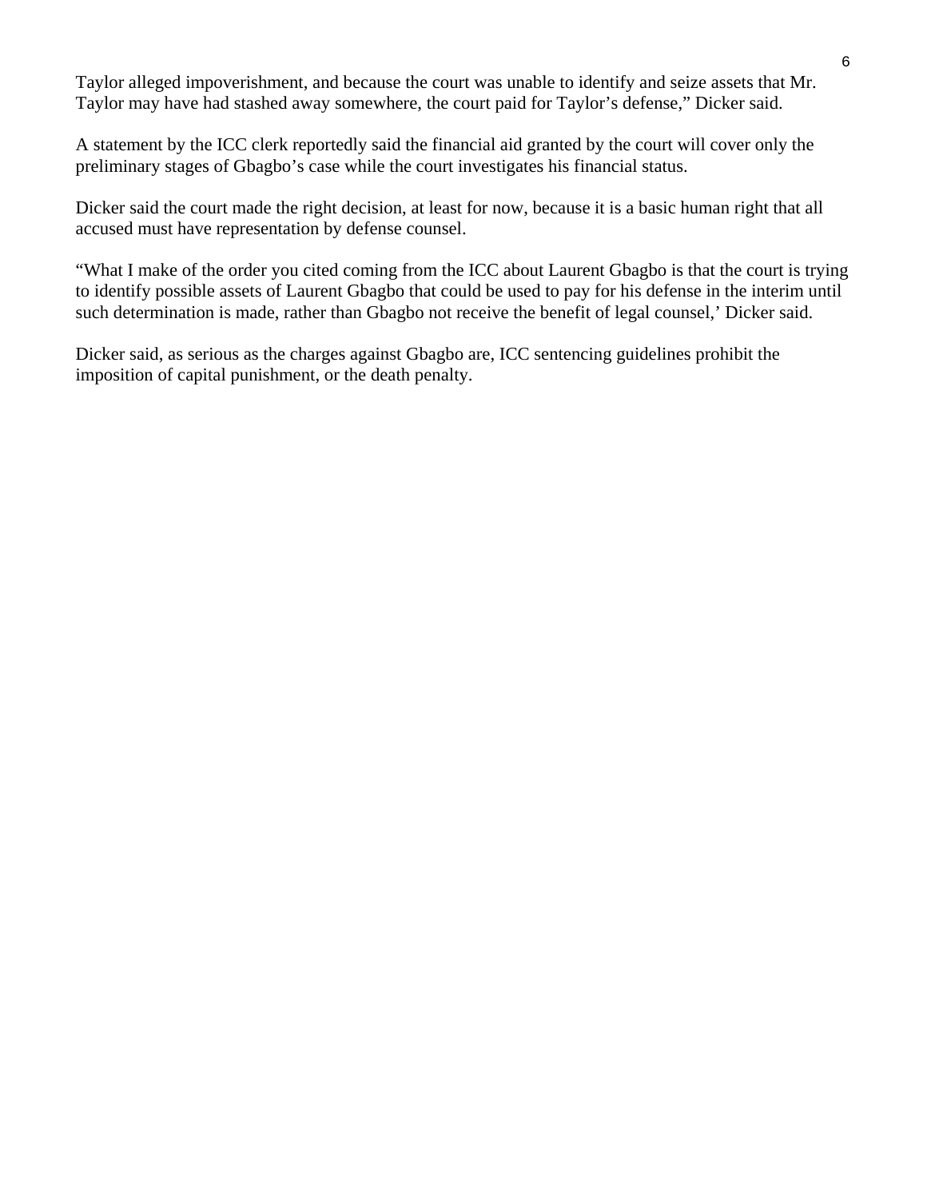Taylor alleged impoverishment, and because the court was unable to identify and seize assets that Mr. Taylor may have had stashed away somewhere, the court paid for Taylor's defense," Dicker said.

A statement by the ICC clerk reportedly said the financial aid granted by the court will cover only the preliminary stages of Gbagbo's case while the court investigates his financial status.

Dicker said the court made the right decision, at least for now, because it is a basic human right that all accused must have representation by defense counsel.

"What I make of the order you cited coming from the ICC about Laurent Gbagbo is that the court is trying to identify possible assets of Laurent Gbagbo that could be used to pay for his defense in the interim until such determination is made, rather than Gbagbo not receive the benefit of legal counsel,' Dicker said.

Dicker said, as serious as the charges against Gbagbo are, ICC sentencing guidelines prohibit the imposition of capital punishment, or the death penalty.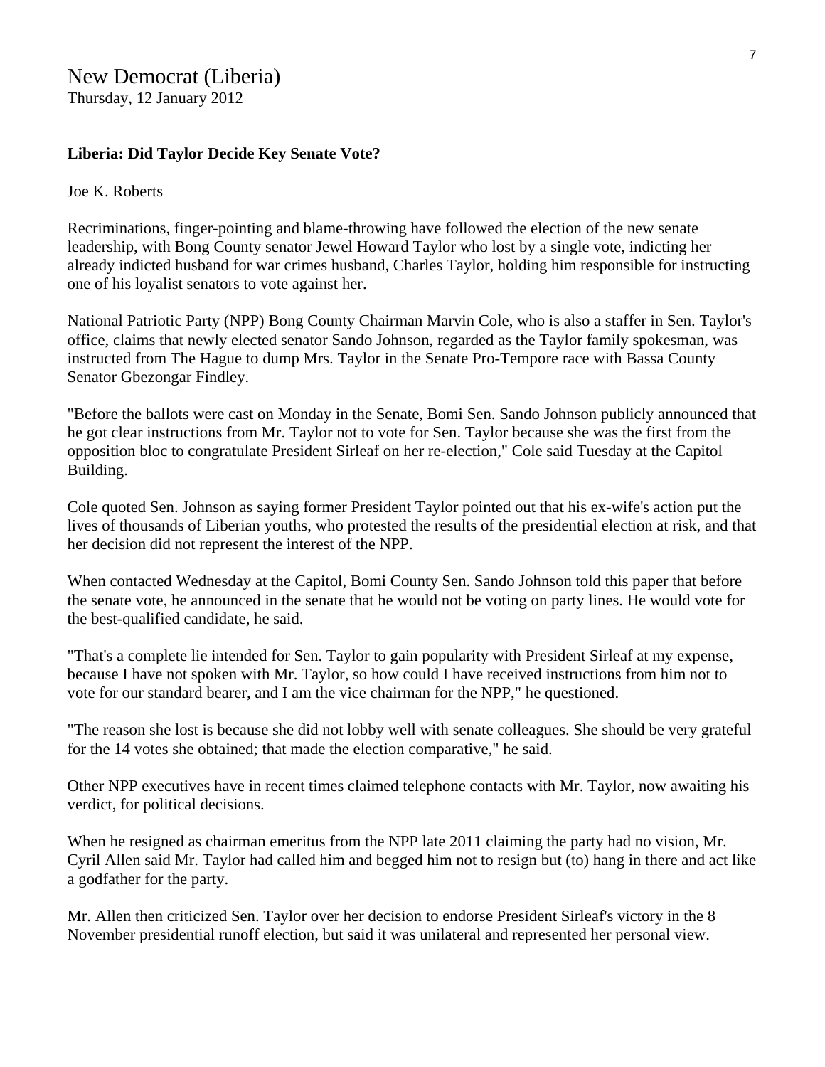New Democrat (Liberia)
Thursday, 12 January 2012

**Liberia: Did Taylor Decide Key Senate Vote?**

Joe K. Roberts

Recriminations, finger-pointing and blame-throwing have followed the election of the new senate leadership, with Bong County senator Jewel Howard Taylor who lost by a single vote, indicting her already indicted husband for war crimes husband, Charles Taylor, holding him responsible for instructing one of his loyalist senators to vote against her.

National Patriotic Party (NPP) Bong County Chairman Marvin Cole, who is also a staffer in Sen. Taylor's office, claims that newly elected senator Sando Johnson, regarded as the Taylor family spokesman, was instructed from The Hague to dump Mrs. Taylor in the Senate Pro-Tempore race with Bassa County Senator Gbezongar Findley.

"Before the ballots were cast on Monday in the Senate, Bomi Sen. Sando Johnson publicly announced that he got clear instructions from Mr. Taylor not to vote for Sen. Taylor because she was the first from the opposition bloc to congratulate President Sirleaf on her re-election," Cole said Tuesday at the Capitol Building.

Cole quoted Sen. Johnson as saying former President Taylor pointed out that his ex-wife's action put the lives of thousands of Liberian youths, who protested the results of the presidential election at risk, and that her decision did not represent the interest of the NPP.

When contacted Wednesday at the Capitol, Bomi County Sen. Sando Johnson told this paper that before the senate vote, he announced in the senate that he would not be voting on party lines. He would vote for the best-qualified candidate, he said.

"That's a complete lie intended for Sen. Taylor to gain popularity with President Sirleaf at my expense, because I have not spoken with Mr. Taylor, so how could I have received instructions from him not to vote for our standard bearer, and I am the vice chairman for the NPP," he questioned.

"The reason she lost is because she did not lobby well with senate colleagues. She should be very grateful for the 14 votes she obtained; that made the election comparative," he said.

Other NPP executives have in recent times claimed telephone contacts with Mr. Taylor, now awaiting his verdict, for political decisions.

When he resigned as chairman emeritus from the NPP late 2011 claiming the party had no vision, Mr. Cyril Allen said Mr. Taylor had called him and begged him not to resign but (to) hang in there and act like a godfather for the party.

Mr. Allen then criticized Sen. Taylor over her decision to endorse President Sirleaf's victory in the 8 November presidential runoff election, but said it was unilateral and represented her personal view.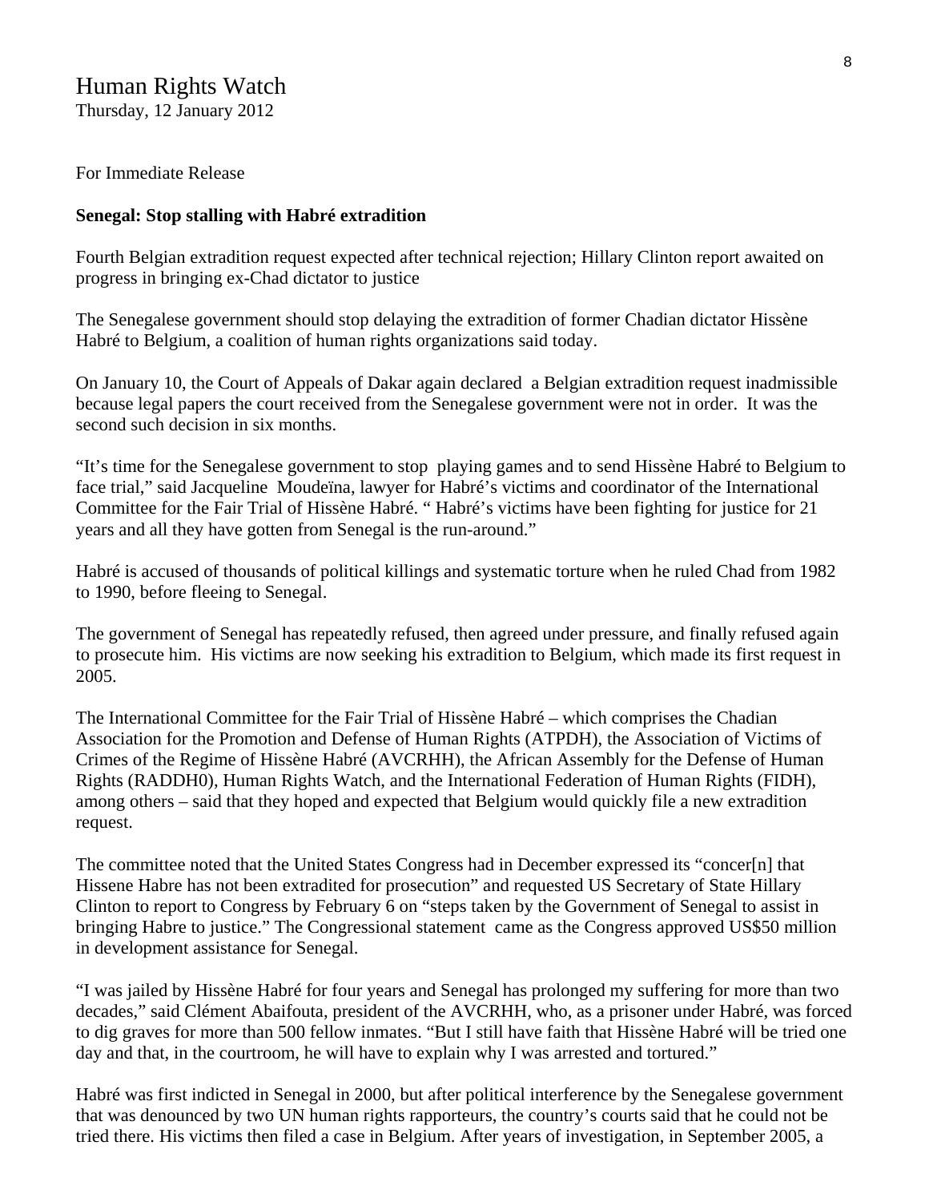Human Rights Watch
Thursday, 12 January 2012

For Immediate Release

**Senegal: Stop stalling with Habré extradition**

Fourth Belgian extradition request expected after technical rejection; Hillary Clinton report awaited on progress in bringing ex-Chad dictator to justice

The Senegalese government should stop delaying the extradition of former Chadian dictator Hissène Habré to Belgium, a coalition of human rights organizations said today.

On January 10, the Court of Appeals of Dakar again declared a Belgian extradition request inadmissible because legal papers the court received from the Senegalese government were not in order. It was the second such decision in six months.

"It's time for the Senegalese government to stop playing games and to send Hissène Habré to Belgium to face trial," said Jacqueline Moudeïna, lawyer for Habré's victims and coordinator of the International Committee for the Fair Trial of Hissène Habré. " Habré's victims have been fighting for justice for 21 years and all they have gotten from Senegal is the run-around."

Habré is accused of thousands of political killings and systematic torture when he ruled Chad from 1982 to 1990, before fleeing to Senegal.

The government of Senegal has repeatedly refused, then agreed under pressure, and finally refused again to prosecute him. His victims are now seeking his extradition to Belgium, which made its first request in 2005.

The International Committee for the Fair Trial of Hissène Habré – which comprises the Chadian Association for the Promotion and Defense of Human Rights (ATPDH), the Association of Victims of Crimes of the Regime of Hissène Habré (AVCRHH), the African Assembly for the Defense of Human Rights (RADDH0), Human Rights Watch, and the International Federation of Human Rights (FIDH), among others – said that they hoped and expected that Belgium would quickly file a new extradition request.

The committee noted that the United States Congress had in December expressed its "concer[n] that Hissene Habre has not been extradited for prosecution" and requested US Secretary of State Hillary Clinton to report to Congress by February 6 on "steps taken by the Government of Senegal to assist in bringing Habre to justice." The Congressional statement came as the Congress approved US$50 million in development assistance for Senegal.

"I was jailed by Hissène Habré for four years and Senegal has prolonged my suffering for more than two decades," said Clément Abaifouta, president of the AVCRHH, who, as a prisoner under Habré, was forced to dig graves for more than 500 fellow inmates. "But I still have faith that Hissène Habré will be tried one day and that, in the courtroom, he will have to explain why I was arrested and tortured."

Habré was first indicted in Senegal in 2000, but after political interference by the Senegalese government that was denounced by two UN human rights rapporteurs, the country's courts said that he could not be tried there. His victims then filed a case in Belgium. After years of investigation, in September 2005, a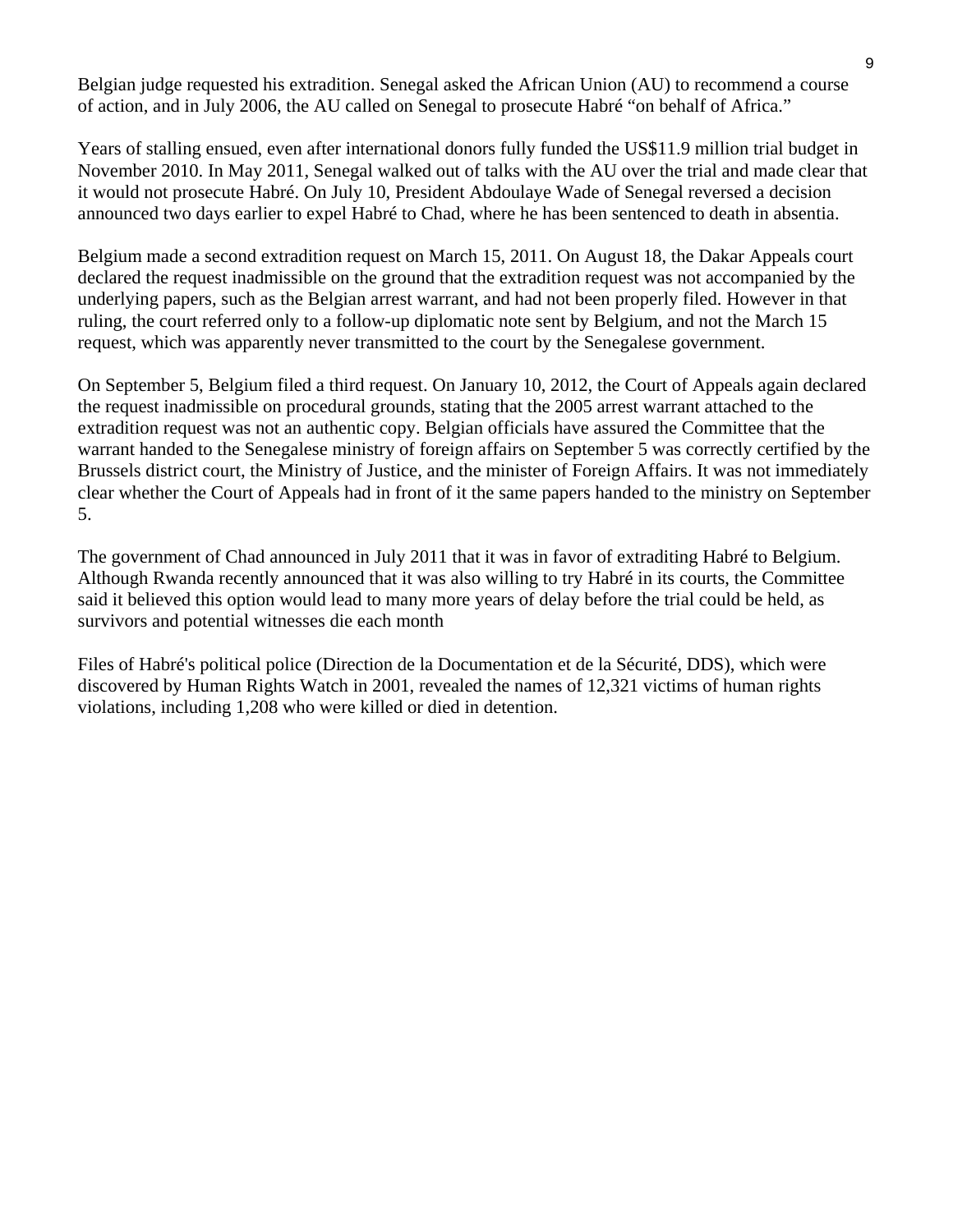Belgian judge requested his extradition. Senegal asked the African Union (AU) to recommend a course of action, and in July 2006, the AU called on Senegal to prosecute Habré "on behalf of Africa."

Years of stalling ensued, even after international donors fully funded the US$11.9 million trial budget in November 2010. In May 2011, Senegal walked out of talks with the AU over the trial and made clear that it would not prosecute Habré. On July 10, President Abdoulaye Wade of Senegal reversed a decision announced two days earlier to expel Habré to Chad, where he has been sentenced to death in absentia.

Belgium made a second extradition request on March 15, 2011. On August 18, the Dakar Appeals court declared the request inadmissible on the ground that the extradition request was not accompanied by the underlying papers, such as the Belgian arrest warrant, and had not been properly filed. However in that ruling, the court referred only to a follow-up diplomatic note sent by Belgium, and not the March 15 request, which was apparently never transmitted to the court by the Senegalese government.

On September 5, Belgium filed a third request. On January 10, 2012, the Court of Appeals again declared the request inadmissible on procedural grounds, stating that the 2005 arrest warrant attached to the extradition request was not an authentic copy. Belgian officials have assured the Committee that the warrant handed to the Senegalese ministry of foreign affairs on September 5 was correctly certified by the Brussels district court, the Ministry of Justice, and the minister of Foreign Affairs. It was not immediately clear whether the Court of Appeals had in front of it the same papers handed to the ministry on September 5.

The government of Chad announced in July 2011 that it was in favor of extraditing Habré to Belgium. Although Rwanda recently announced that it was also willing to try Habré in its courts, the Committee said it believed this option would lead to many more years of delay before the trial could be held, as survivors and potential witnesses die each month

Files of Habré's political police (Direction de la Documentation et de la Sécurité, DDS), which were discovered by Human Rights Watch in 2001, revealed the names of 12,321 victims of human rights violations, including 1,208 who were killed or died in detention.